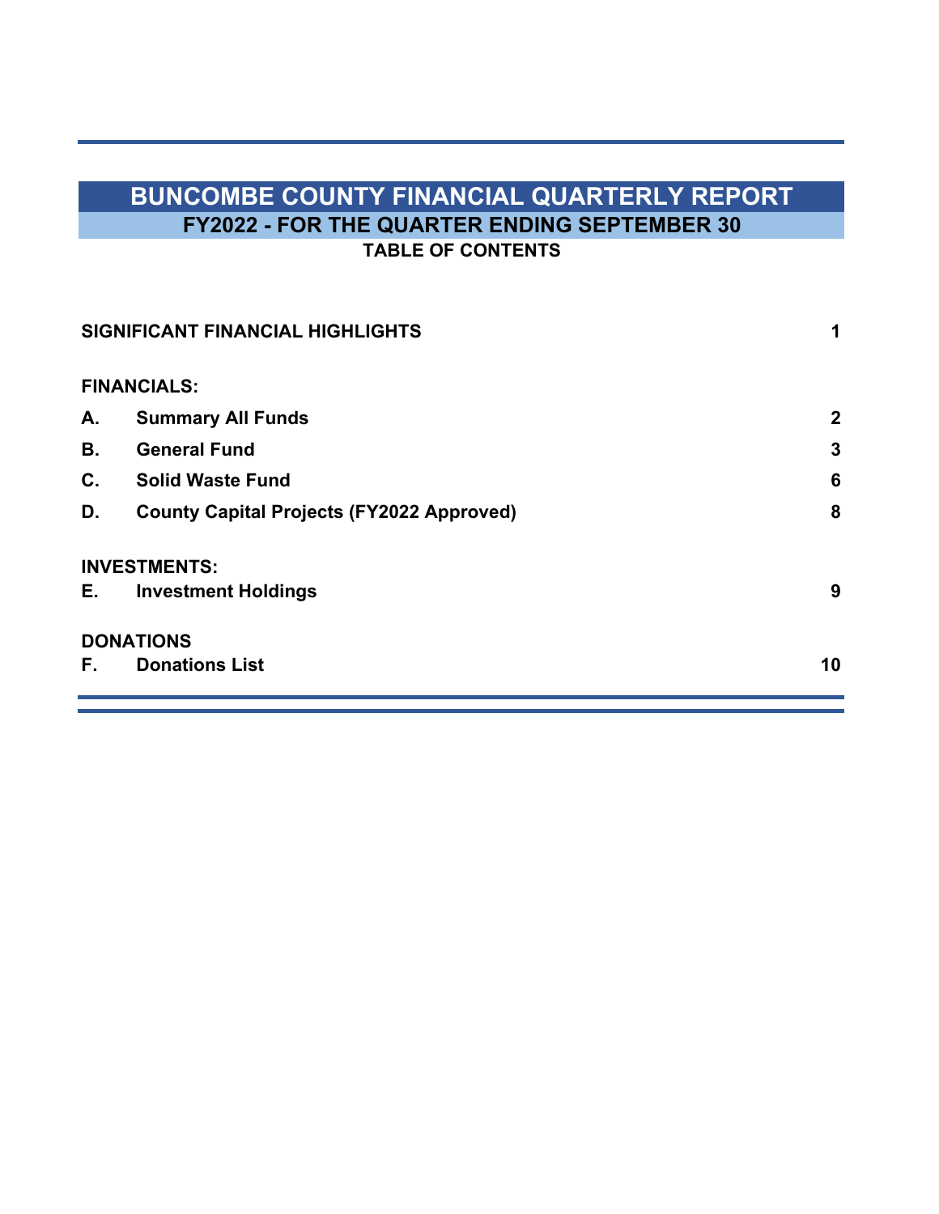# BUNCOMBE COUNTY FINANCIAL QUARTERLY REPORT

## FY2022 - FOR THE QUARTER ENDING SEPTEMBER 30

### TABLE OF CONTENTS

| | | |
|---|---|---|
| **SIGNIFICANT FINANCIAL HIGHLIGHTS** | | **1** |
| **FINANCIALS:** | | |
| **A.** | **Summary All Funds** | **2** |
| **B.** | **General Fund** | **3** |
| **C.** | **Solid Waste Fund** | **6** |
| **D.** | **County Capital Projects (FY2022 Approved)** | **8** |
| **INVESTMENTS:** | | |
| **E.** | **Investment Holdings** | **9** |
| **DONATIONS** | | |
| **F.** | **Donations List** | **10** |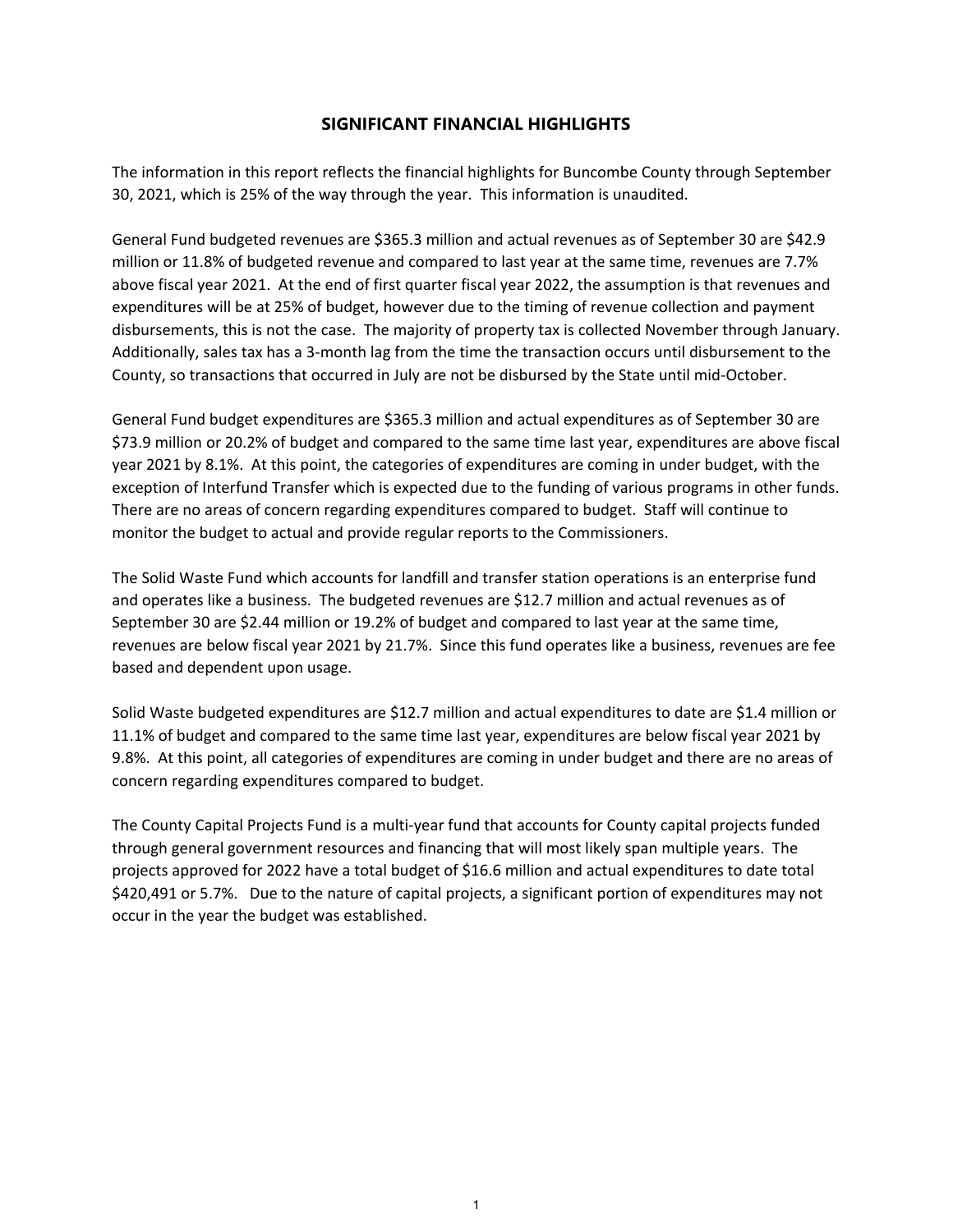# SIGNIFICANT FINANCIAL HIGHLIGHTS

The information in this report reflects the financial highlights for Buncombe County through September 30, 2021, which is 25% of the way through the year. This information is unaudited.

General Fund budgeted revenues are $365.3 million and actual revenues as of September 30 are $42.9 million or 11.8% of budgeted revenue and compared to last year at the same time, revenues are 7.7% above fiscal year 2021. At the end of first quarter fiscal year 2022, the assumption is that revenues and expenditures will be at 25% of budget, however due to the timing of revenue collection and payment disbursements, this is not the case. The majority of property tax is collected November through January. Additionally, sales tax has a 3-month lag from the time the transaction occurs until disbursement to the County, so transactions that occurred in July are not be disbursed by the State until mid-October.

General Fund budget expenditures are $365.3 million and actual expenditures as of September 30 are $73.9 million or 20.2% of budget and compared to the same time last year, expenditures are above fiscal year 2021 by 8.1%. At this point, the categories of expenditures are coming in under budget, with the exception of Interfund Transfer which is expected due to the funding of various programs in other funds. There are no areas of concern regarding expenditures compared to budget. Staff will continue to monitor the budget to actual and provide regular reports to the Commissioners.

The Solid Waste Fund which accounts for landfill and transfer station operations is an enterprise fund and operates like a business. The budgeted revenues are $12.7 million and actual revenues as of September 30 are $2.44 million or 19.2% of budget and compared to last year at the same time, revenues are below fiscal year 2021 by 21.7%. Since this fund operates like a business, revenues are fee based and dependent upon usage.

Solid Waste budgeted expenditures are $12.7 million and actual expenditures to date are $1.4 million or 11.1% of budget and compared to the same time last year, expenditures are below fiscal year 2021 by 9.8%. At this point, all categories of expenditures are coming in under budget and there are no areas of concern regarding expenditures compared to budget.

The County Capital Projects Fund is a multi-year fund that accounts for County capital projects funded through general government resources and financing that will most likely span multiple years. The projects approved for 2022 have a total budget of $16.6 million and actual expenditures to date total $420,491 or 5.7%. Due to the nature of capital projects, a significant portion of expenditures may not occur in the year the budget was established.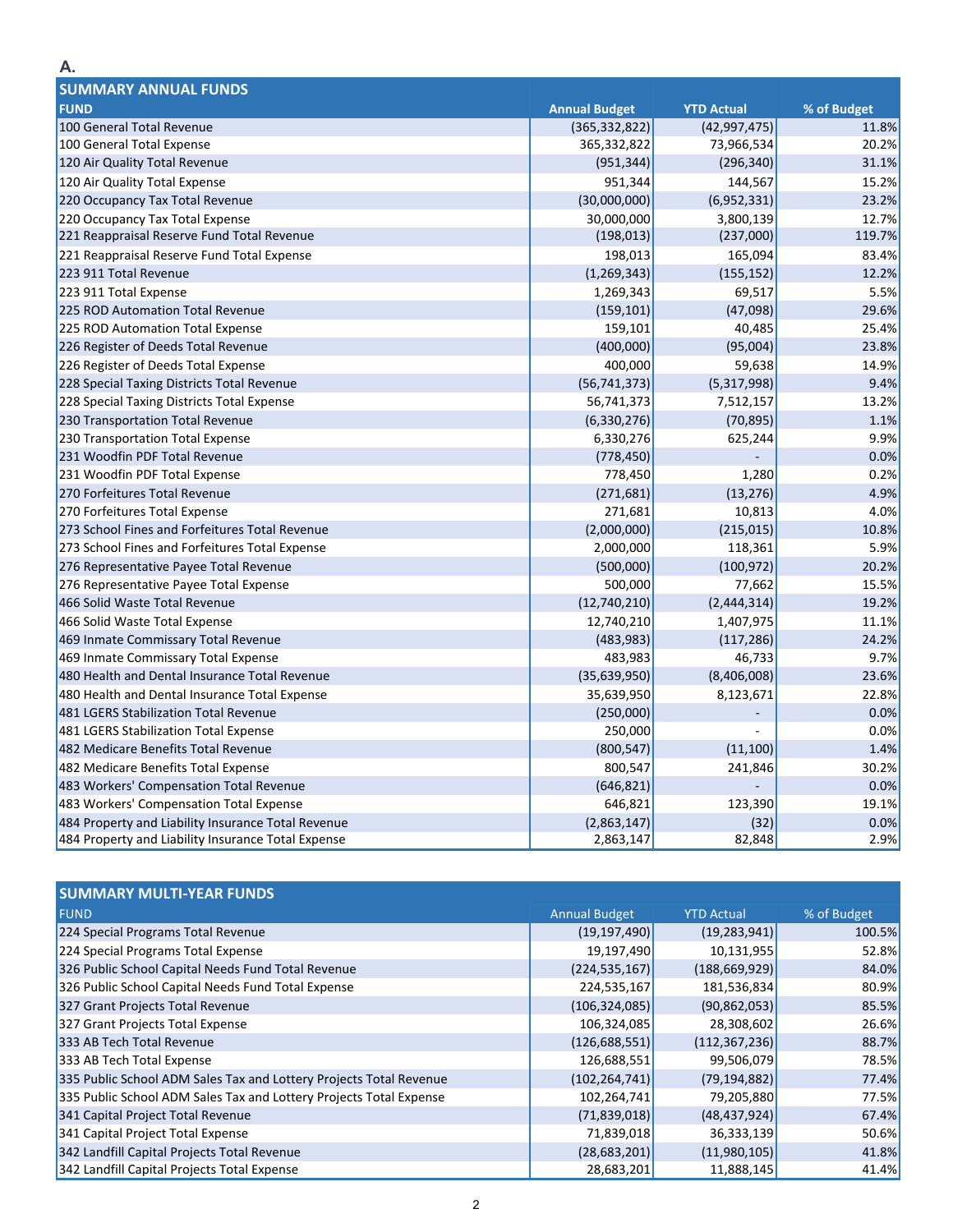A.

| SUMMARY ANNUAL FUNDS | | | |
|---|---|---|---|
| **FUND** | **Annual Budget** | **YTD Actual** | **% of Budget** |
| 100 General Total Revenue | (365,332,822) | (42,997,475) | 11.8% |
| 100 General Total Expense | 365,332,822 | 73,966,534 | 20.2% |
| 120 Air Quality Total Revenue | (951,344) | (296,340) | 31.1% |
| 120 Air Quality Total Expense | 951,344 | 144,567 | 15.2% |
| 220 Occupancy Tax Total Revenue | (30,000,000) | (6,952,331) | 23.2% |
| 220 Occupancy Tax Total Expense | 30,000,000 | 3,800,139 | 12.7% |
| 221 Reappraisal Reserve Fund Total Revenue | (198,013) | (237,000) | 119.7% |
| 221 Reappraisal Reserve Fund Total Expense | 198,013 | 165,094 | 83.4% |
| 223 911 Total Revenue | (1,269,343) | (155,152) | 12.2% |
| 223 911 Total Expense | 1,269,343 | 69,517 | 5.5% |
| 225 ROD Automation Total Revenue | (159,101) | (47,098) | 29.6% |
| 225 ROD Automation Total Expense | 159,101 | 40,485 | 25.4% |
| 226 Register of Deeds Total Revenue | (400,000) | (95,004) | 23.8% |
| 226 Register of Deeds Total Expense | 400,000 | 59,638 | 14.9% |
| 228 Special Taxing Districts Total Revenue | (56,741,373) | (5,317,998) | 9.4% |
| 228 Special Taxing Districts Total Expense | 56,741,373 | 7,512,157 | 13.2% |
| 230 Transportation Total Revenue | (6,330,276) | (70,895) | 1.1% |
| 230 Transportation Total Expense | 6,330,276 | 625,244 | 9.9% |
| 231 Woodfin PDF Total Revenue | (778,450) | - | 0.0% |
| 231 Woodfin PDF Total Expense | 778,450 | 1,280 | 0.2% |
| 270 Forfeitures Total Revenue | (271,681) | (13,276) | 4.9% |
| 270 Forfeitures Total Expense | 271,681 | 10,813 | 4.0% |
| 273 School Fines and Forfeitures Total Revenue | (2,000,000) | (215,015) | 10.8% |
| 273 School Fines and Forfeitures Total Expense | 2,000,000 | 118,361 | 5.9% |
| 276 Representative Payee Total Revenue | (500,000) | (100,972) | 20.2% |
| 276 Representative Payee Total Expense | 500,000 | 77,662 | 15.5% |
| 466 Solid Waste Total Revenue | (12,740,210) | (2,444,314) | 19.2% |
| 466 Solid Waste Total Expense | 12,740,210 | 1,407,975 | 11.1% |
| 469 Inmate Commissary Total Revenue | (483,983) | (117,286) | 24.2% |
| 469 Inmate Commissary Total Expense | 483,983 | 46,733 | 9.7% |
| 480 Health and Dental Insurance Total Revenue | (35,639,950) | (8,406,008) | 23.6% |
| 480 Health and Dental Insurance Total Expense | 35,639,950 | 8,123,671 | 22.8% |
| 481 LGERS Stabilization Total Revenue | (250,000) | - | 0.0% |
| 481 LGERS Stabilization Total Expense | 250,000 | - | 0.0% |
| 482 Medicare Benefits Total Revenue | (800,547) | (11,100) | 1.4% |
| 482 Medicare Benefits Total Expense | 800,547 | 241,846 | 30.2% |
| 483 Workers' Compensation Total Revenue | (646,821) | - | 0.0% |
| 483 Workers' Compensation Total Expense | 646,821 | 123,390 | 19.1% |
| 484 Property and Liability Insurance Total Revenue | (2,863,147) | (32) | 0.0% |
| 484 Property and Liability Insurance Total Expense | 2,863,147 | 82,848 | 2.9% |

| SUMMARY MULTI-YEAR FUNDS | | | |
|---|---|---|---|
| FUND | Annual Budget | YTD Actual | % of Budget |
| 224 Special Programs Total Revenue | (19,197,490) | (19,283,941) | 100.5% |
| 224 Special Programs Total Expense | 19,197,490 | 10,131,955 | 52.8% |
| 326 Public School Capital Needs Fund Total Revenue | (224,535,167) | (188,669,929) | 84.0% |
| 326 Public School Capital Needs Fund Total Expense | 224,535,167 | 181,536,834 | 80.9% |
| 327 Grant Projects Total Revenue | (106,324,085) | (90,862,053) | 85.5% |
| 327 Grant Projects Total Expense | 106,324,085 | 28,308,602 | 26.6% |
| 333 AB Tech Total Revenue | (126,688,551) | (112,367,236) | 88.7% |
| 333 AB Tech Total Expense | 126,688,551 | 99,506,079 | 78.5% |
| 335 Public School ADM Sales Tax and Lottery Projects Total Revenue | (102,264,741) | (79,194,882) | 77.4% |
| 335 Public School ADM Sales Tax and Lottery Projects Total Expense | 102,264,741 | 79,205,880 | 77.5% |
| 341 Capital Project Total Revenue | (71,839,018) | (48,437,924) | 67.4% |
| 341 Capital Project Total Expense | 71,839,018 | 36,333,139 | 50.6% |
| 342 Landfill Capital Projects Total Revenue | (28,683,201) | (11,980,105) | 41.8% |
| 342 Landfill Capital Projects Total Expense | 28,683,201 | 11,888,145 | 41.4% |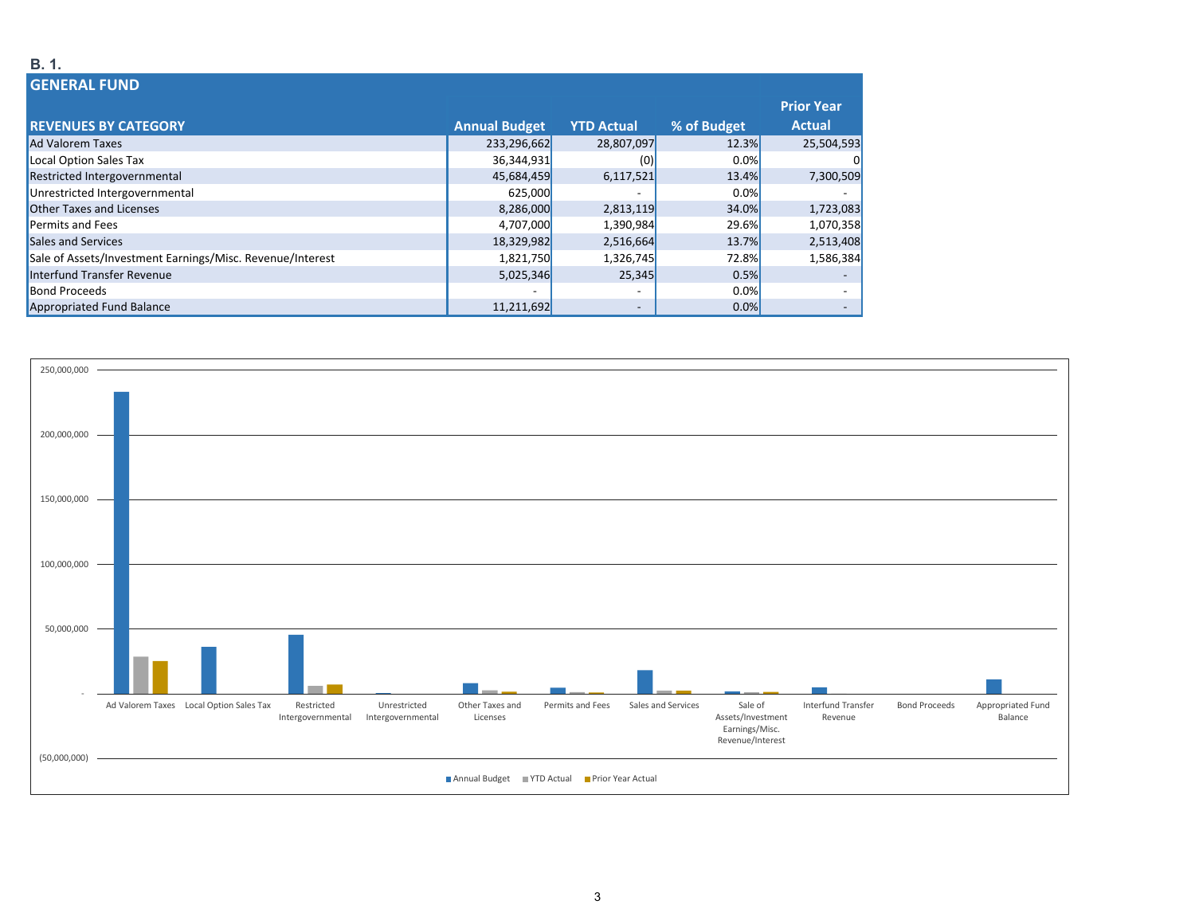**B. 1.**

## GENERAL FUND

| REVENUES BY CATEGORY | Annual Budget | YTD Actual | % of Budget | Prior Year Actual |
|---|---|---|---|---|
| Ad Valorem Taxes | 233,296,662 | 28,807,097 | 12.3% | 25,504,593 |
| Local Option Sales Tax | 36,344,931 | (0) | 0.0% | 0 |
| Restricted Intergovernmental | 45,684,459 | 6,117,521 | 13.4% | 7,300,509 |
| Unrestricted Intergovernmental | 625,000 | - | 0.0% | - |
| Other Taxes and Licenses | 8,286,000 | 2,813,119 | 34.0% | 1,723,083 |
| Permits and Fees | 4,707,000 | 1,390,984 | 29.6% | 1,070,358 |
| Sales and Services | 18,329,982 | 2,516,664 | 13.7% | 2,513,408 |
| Sale of Assets/Investment Earnings/Misc. Revenue/Interest | 1,821,750 | 1,326,745 | 72.8% | 1,586,384 |
| Interfund Transfer Revenue | 5,025,346 | 25,345 | 0.5% | - |
| Bond Proceeds | - | - | 0.0% | - |
| Appropriated Fund Balance | 11,211,692 | - | 0.0% | - |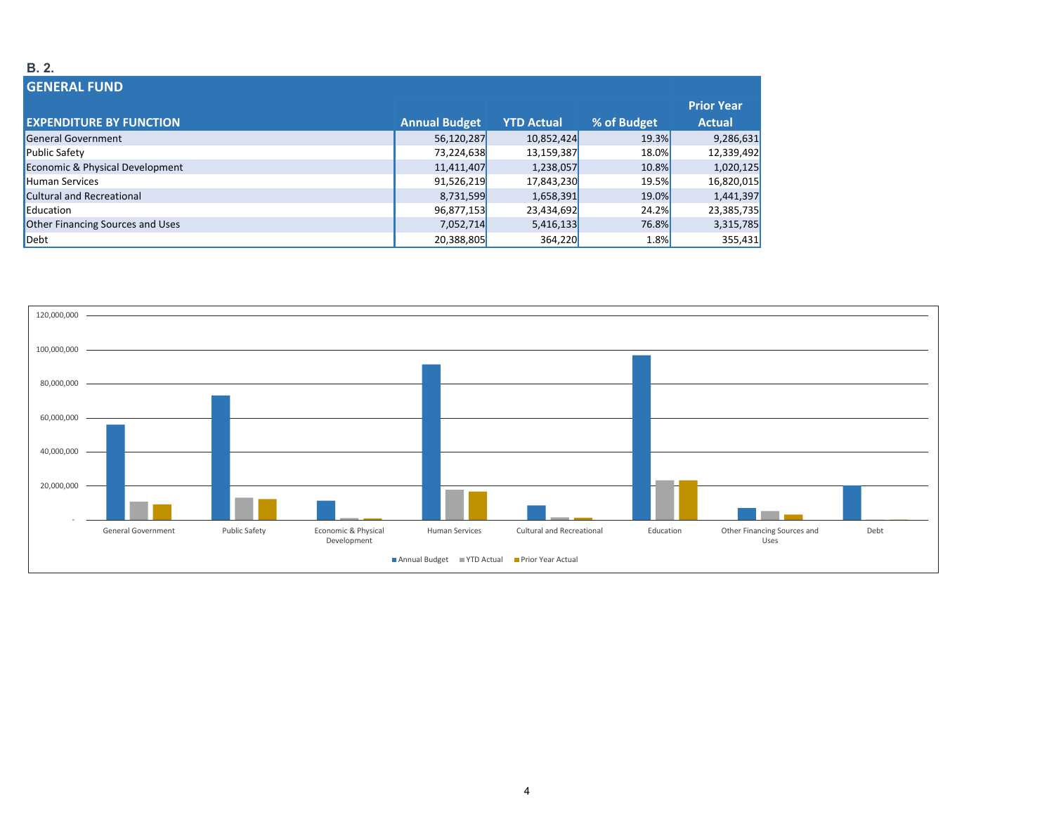**B. 2.**

## GENERAL FUND

| EXPENDITURE BY FUNCTION | Annual Budget | YTD Actual | % of Budget | Prior Year Actual |
|---|---|---|---|---|
| General Government | 56,120,287 | 10,852,424 | 19.3% | 9,286,631 |
| Public Safety | 73,224,638 | 13,159,387 | 18.0% | 12,339,492 |
| Economic & Physical Development | 11,411,407 | 1,238,057 | 10.8% | 1,020,125 |
| Human Services | 91,526,219 | 17,843,230 | 19.5% | 16,820,015 |
| Cultural and Recreational | 8,731,599 | 1,658,391 | 19.0% | 1,441,397 |
| Education | 96,877,153 | 23,434,692 | 24.2% | 23,385,735 |
| Other Financing Sources and Uses | 7,052,714 | 5,416,133 | 76.8% | 3,315,785 |
| Debt | 20,388,805 | 364,220 | 1.8% | 355,431 |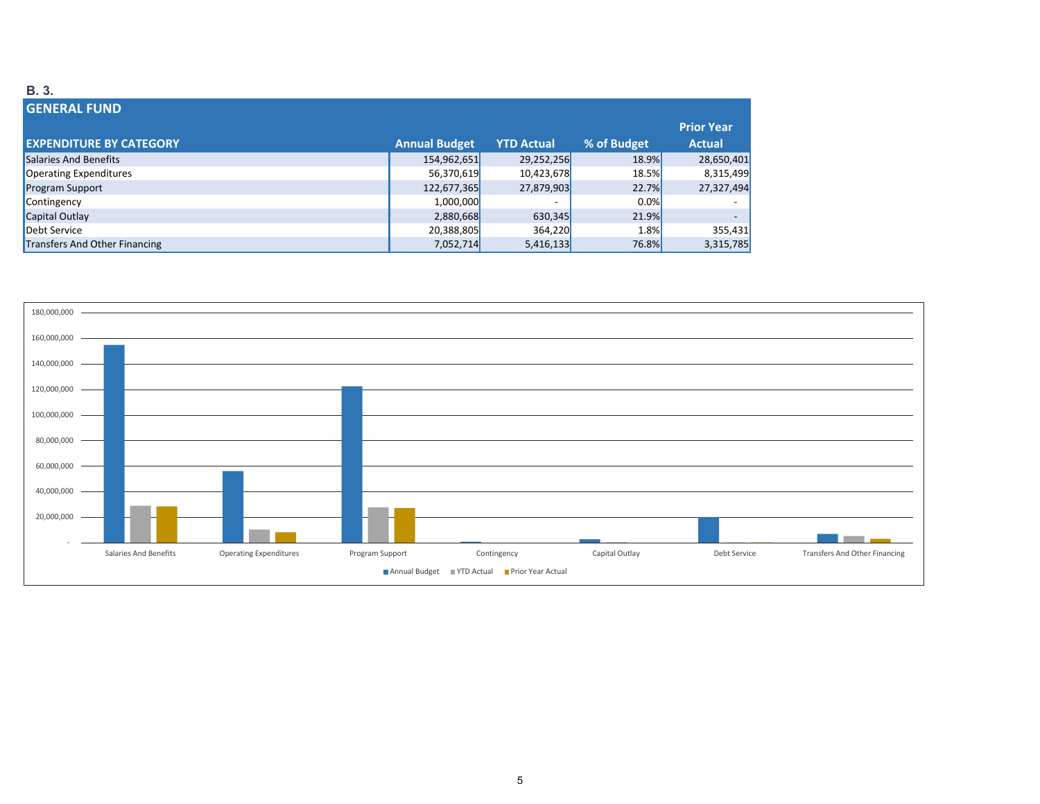**B. 3.**

## GENERAL FUND

| EXPENDITURE BY CATEGORY | Annual Budget | YTD Actual | % of Budget | Prior Year Actual |
|---|---|---|---|---|
| Salaries And Benefits | 154,962,651 | 29,252,256 | 18.9% | 28,650,401 |
| Operating Expenditures | 56,370,619 | 10,423,678 | 18.5% | 8,315,499 |
| Program Support | 122,677,365 | 27,879,903 | 22.7% | 27,327,494 |
| Contingency | 1,000,000 | - | 0.0% | - |
| Capital Outlay | 2,880,668 | 630,345 | 21.9% | - |
| Debt Service | 20,388,805 | 364,220 | 1.8% | 355,431 |
| Transfers And Other Financing | 7,052,714 | 5,416,133 | 76.8% | 3,315,785 |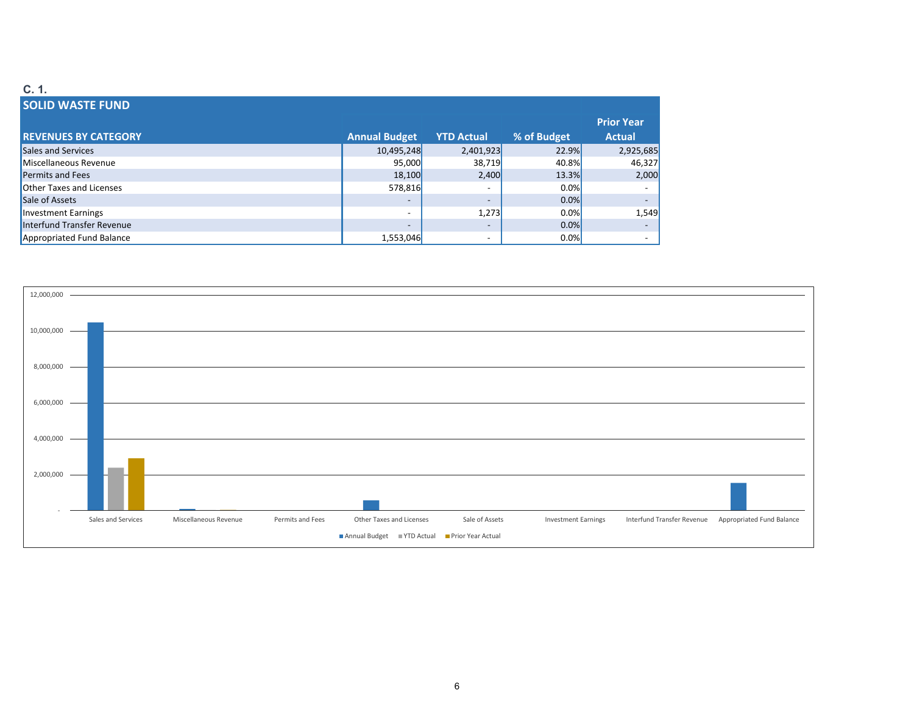C. 1.

## SOLID WASTE FUND

| REVENUES BY CATEGORY | Annual Budget | YTD Actual | % of Budget | Prior Year Actual |
|---|---|---|---|---|
| Sales and Services | 10,495,248 | 2,401,923 | 22.9% | 2,925,685 |
| Miscellaneous Revenue | 95,000 | 38,719 | 40.8% | 46,327 |
| Permits and Fees | 18,100 | 2,400 | 13.3% | 2,000 |
| Other Taxes and Licenses | 578,816 | - | 0.0% | - |
| Sale of Assets | - | - | 0.0% | - |
| Investment Earnings | - | 1,273 | 0.0% | 1,549 |
| Interfund Transfer Revenue | - | - | 0.0% | - |
| Appropriated Fund Balance | 1,553,046 | - | 0.0% | - |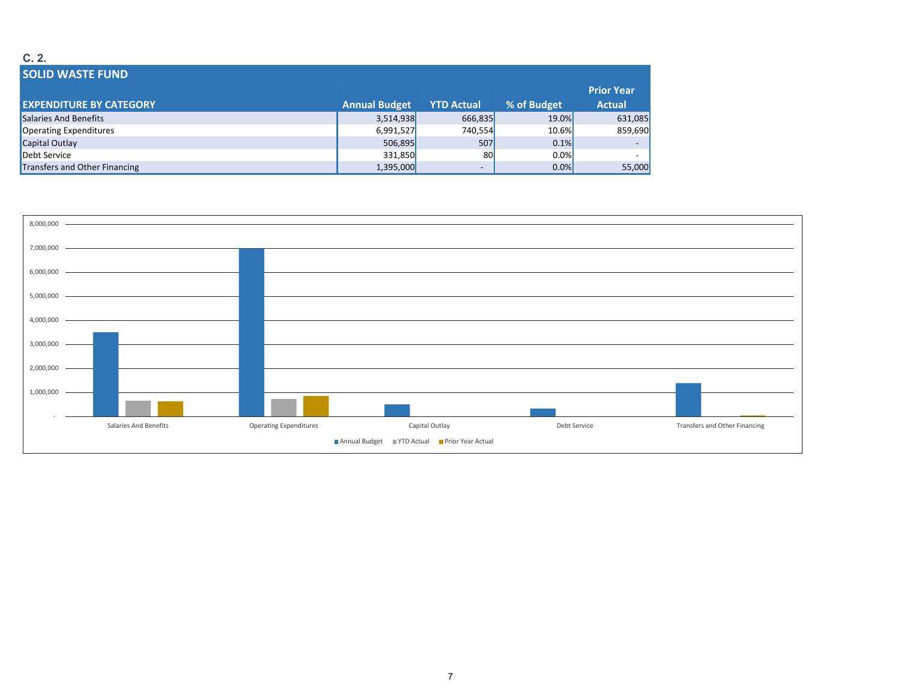**C. 2.**

## SOLID WASTE FUND

| EXPENDITURE BY CATEGORY | Annual Budget | YTD Actual | % of Budget | Prior Year Actual |
|---|---|---|---|---|
| Salaries And Benefits | 3,514,938 | 666,835 | 19.0% | 631,085 |
| Operating Expenditures | 6,991,527 | 740,554 | 10.6% | 859,690 |
| Capital Outlay | 506,895 | 507 | 0.1% | - |
| Debt Service | 331,850 | 80 | 0.0% | - |
| Transfers and Other Financing | 1,395,000 | - | 0.0% | 55,000 |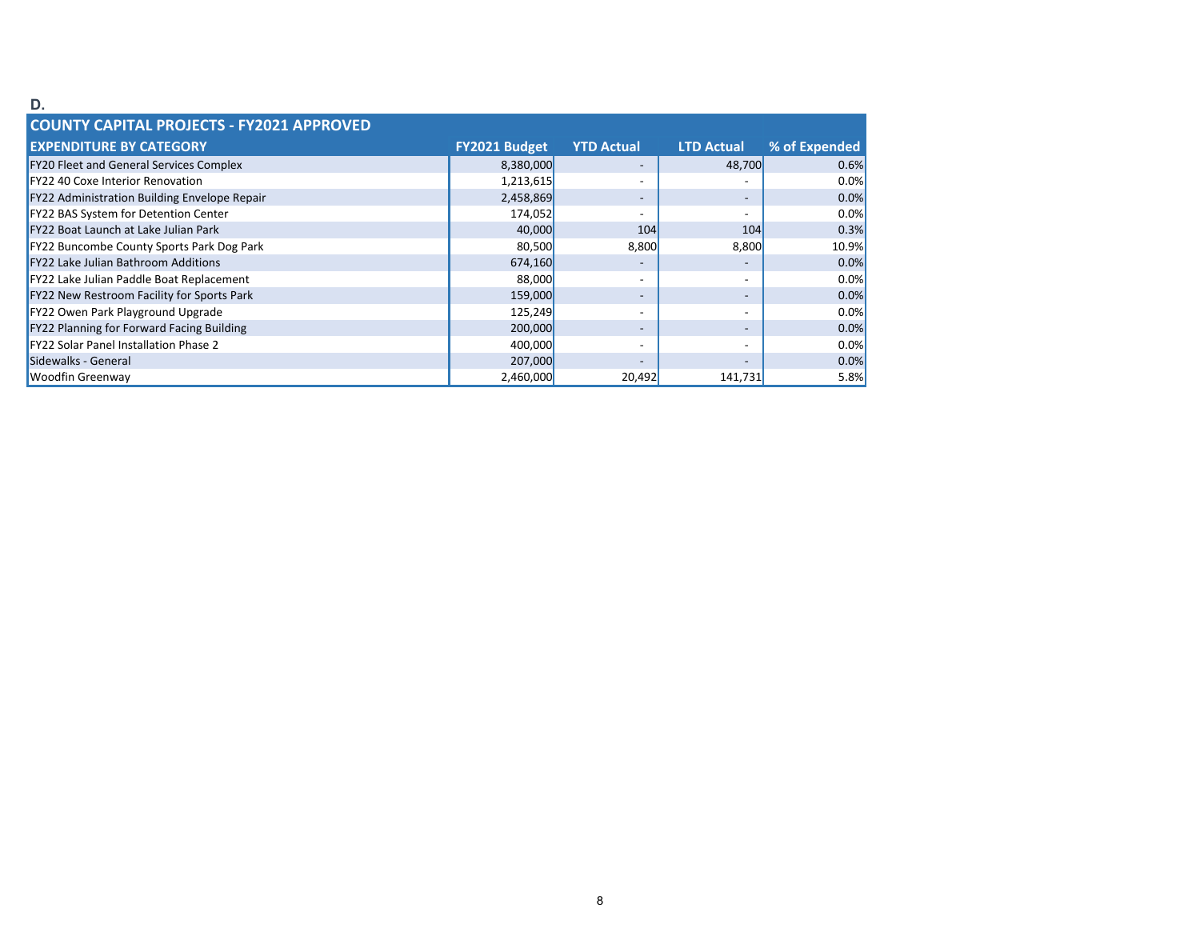**D.**

| COUNTY CAPITAL PROJECTS - FY2021 APPROVED | | | | |
|---|---|---|---|---|
| **EXPENDITURE BY CATEGORY** | **FY2021 Budget** | **YTD Actual** | **LTD Actual** | **% of Expended** |
| FY20 Fleet and General Services Complex | 8,380,000 | - | 48,700 | 0.6% |
| FY22 40 Coxe Interior Renovation | 1,213,615 | - | - | 0.0% |
| FY22 Administration Building Envelope Repair | 2,458,869 | - | - | 0.0% |
| FY22 BAS System for Detention Center | 174,052 | - | - | 0.0% |
| FY22 Boat Launch at Lake Julian Park | 40,000 | 104 | 104 | 0.3% |
| FY22 Buncombe County Sports Park Dog Park | 80,500 | 8,800 | 8,800 | 10.9% |
| FY22 Lake Julian Bathroom Additions | 674,160 | - | - | 0.0% |
| FY22 Lake Julian Paddle Boat Replacement | 88,000 | - | - | 0.0% |
| FY22 New Restroom Facility for Sports Park | 159,000 | - | - | 0.0% |
| FY22 Owen Park Playground Upgrade | 125,249 | - | - | 0.0% |
| FY22 Planning for Forward Facing Building | 200,000 | - | - | 0.0% |
| FY22 Solar Panel Installation Phase 2 | 400,000 | - | - | 0.0% |
| Sidewalks - General | 207,000 | - | - | 0.0% |
| Woodfin Greenway | 2,460,000 | 20,492 | 141,731 | 5.8% |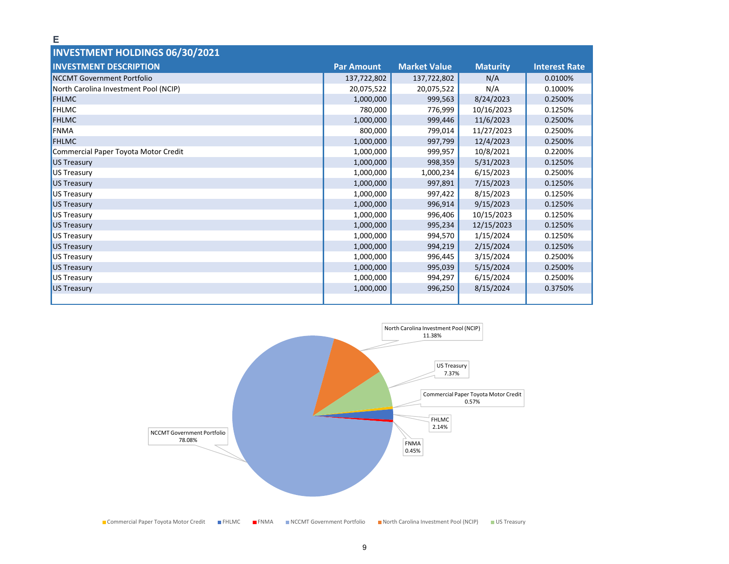E

## INVESTMENT HOLDINGS 06/30/2021

| INVESTMENT DESCRIPTION | Par Amount | Market Value | Maturity | Interest Rate |
|---|---|---|---|---|
| NCCMT Government Portfolio | 137,722,802 | 137,722,802 | N/A | 0.0100% |
| North Carolina Investment Pool (NCIP) | 20,075,522 | 20,075,522 | N/A | 0.1000% |
| FHLMC | 1,000,000 | 999,563 | 8/24/2023 | 0.2500% |
| FHLMC | 780,000 | 776,999 | 10/16/2023 | 0.1250% |
| FHLMC | 1,000,000 | 999,446 | 11/6/2023 | 0.2500% |
| FNMA | 800,000 | 799,014 | 11/27/2023 | 0.2500% |
| FHLMC | 1,000,000 | 997,799 | 12/4/2023 | 0.2500% |
| Commercial Paper Toyota Motor Credit | 1,000,000 | 999,957 | 10/8/2021 | 0.2200% |
| US Treasury | 1,000,000 | 998,359 | 5/31/2023 | 0.1250% |
| US Treasury | 1,000,000 | 1,000,234 | 6/15/2023 | 0.2500% |
| US Treasury | 1,000,000 | 997,891 | 7/15/2023 | 0.1250% |
| US Treasury | 1,000,000 | 997,422 | 8/15/2023 | 0.1250% |
| US Treasury | 1,000,000 | 996,914 | 9/15/2023 | 0.1250% |
| US Treasury | 1,000,000 | 996,406 | 10/15/2023 | 0.1250% |
| US Treasury | 1,000,000 | 995,234 | 12/15/2023 | 0.1250% |
| US Treasury | 1,000,000 | 994,570 | 1/15/2024 | 0.1250% |
| US Treasury | 1,000,000 | 994,219 | 2/15/2024 | 0.1250% |
| US Treasury | 1,000,000 | 996,445 | 3/15/2024 | 0.2500% |
| US Treasury | 1,000,000 | 995,039 | 5/15/2024 | 0.2500% |
| US Treasury | 1,000,000 | 994,297 | 6/15/2024 | 0.2500% |
| US Treasury | 1,000,000 | 996,250 | 8/15/2024 | 0.3750% |

| Investment | Percentage |
|---|---|
| NCCMT Government Portfolio | 78.08% |
| North Carolina Investment Pool (NCIP) | 11.38% |
| US Treasury | 7.37% |
| Commercial Paper Toyota Motor Credit | 0.57% |
| FHLMC | 2.14% |
| FNMA | 0.45% |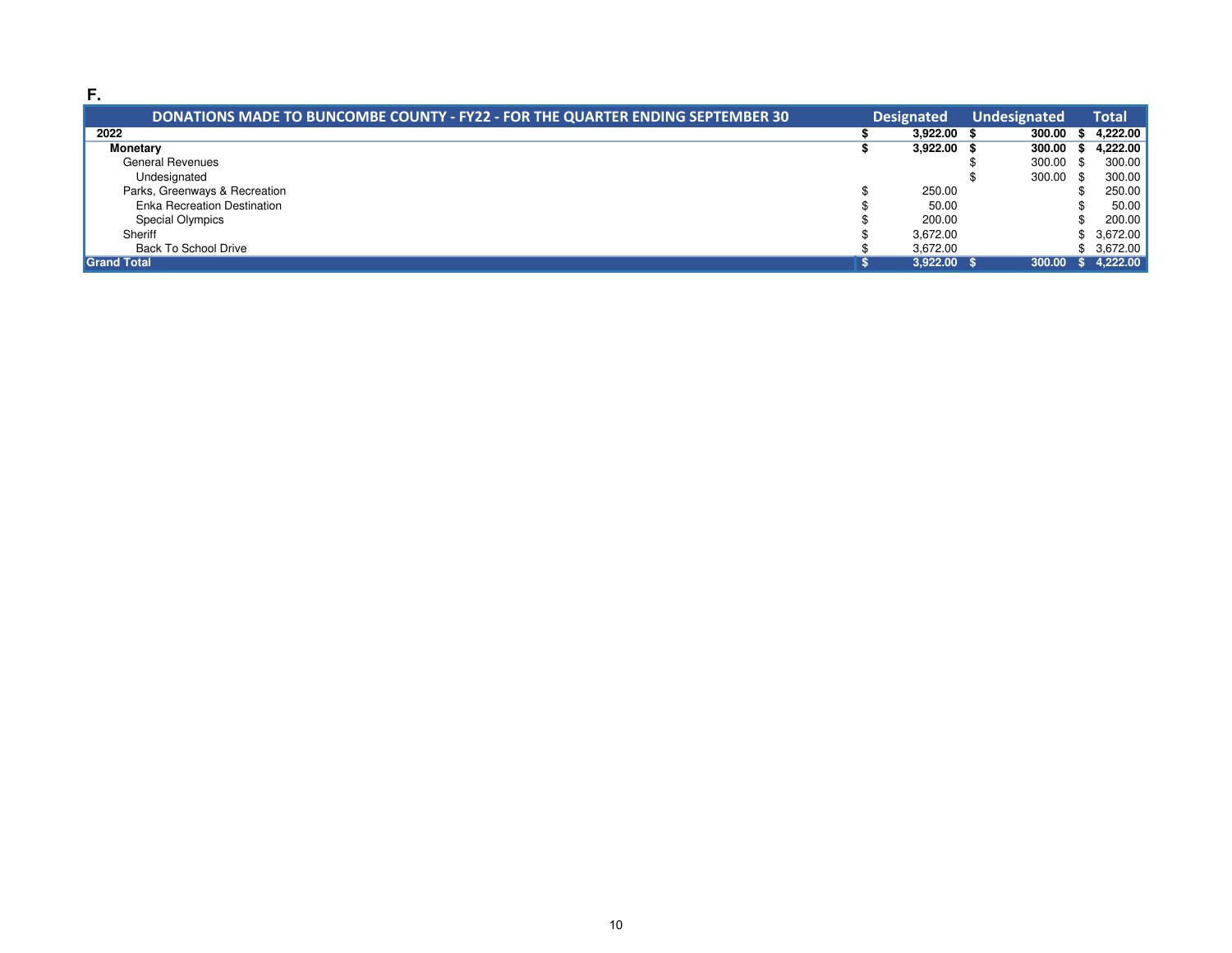**F.**

| DONATIONS MADE TO BUNCOMBE COUNTY - FY22 - FOR THE QUARTER ENDING SEPTEMBER 30 | Designated | Undesignated | Total |
| --- | --- | --- | --- |
| **2022** | **$ 3,922.00** | **$ 300.00** | **$ 4,222.00** |
| **Monetary** | **$ 3,922.00** | **$ 300.00** | **$ 4,222.00** |
| General Revenues | | $ 300.00 | $ 300.00 |
| Undesignated | | $ 300.00 | $ 300.00 |
| Parks, Greenways & Recreation | $ 250.00 | | $ 250.00 |
| Enka Recreation Destination | $ 50.00 | | $ 50.00 |
| Special Olympics | $ 200.00 | | $ 200.00 |
| Sheriff | $ 3,672.00 | | $ 3,672.00 |
| Back To School Drive | $ 3,672.00 | | $ 3,672.00 |
| **Grand Total** | **$ 3,922.00** | **$ 300.00** | **$ 4,222.00** |